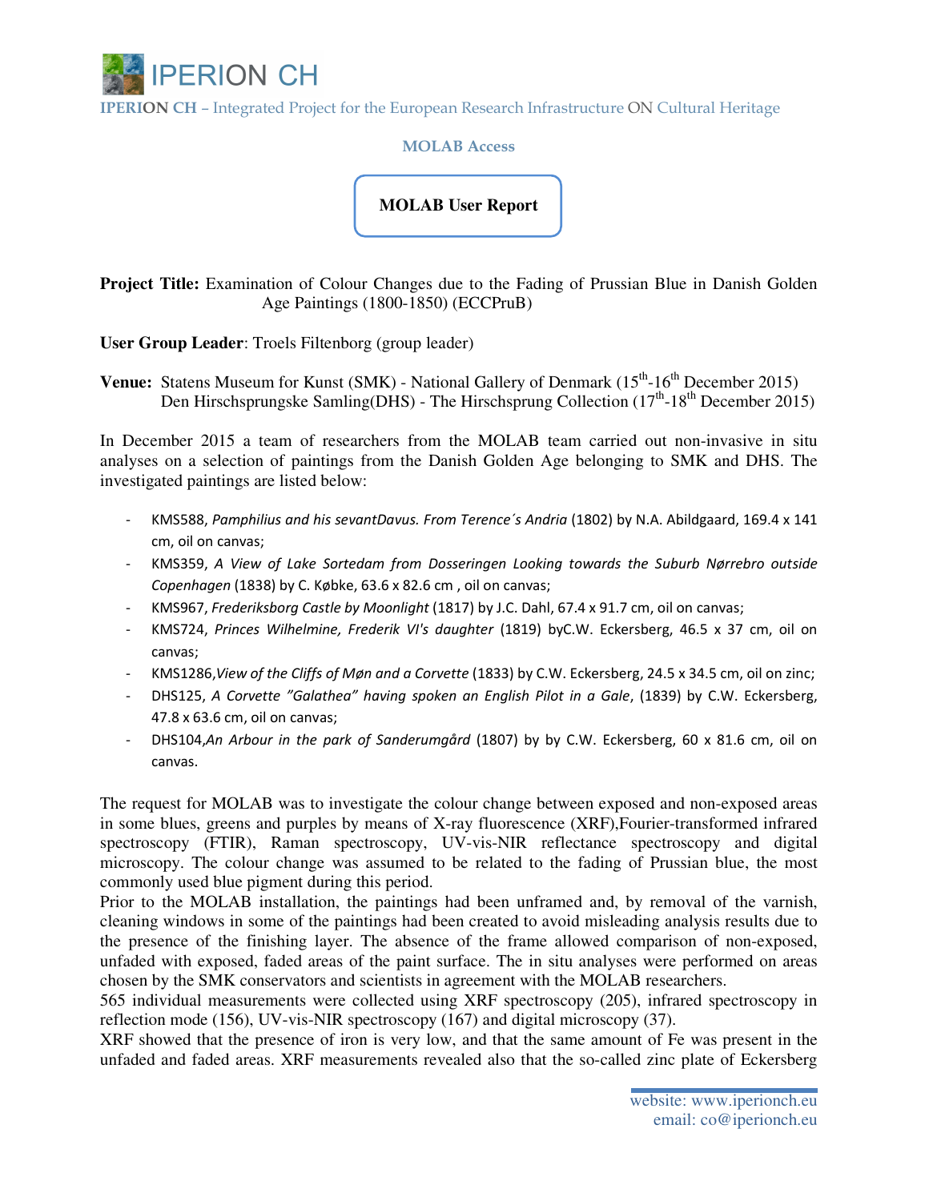# IPERION CH

**IPERION CH** – Integrated Project for the European Research Infrastructure ON Cultural Heritage

**MOLAB Access**

## MOLAB User Report

**Project Title:** Examination of Colour Changes due to the Fading of Prussian Blue in Danish Golden Age Paintings (1800-1850) (ECCPruB)

**User Group Leader**: Troels Filtenborg (group leader)

**Venue:** Statens Museum for Kunst (SMK) - National Gallery of Denmark (15th-16th December 2015)
Den Hirschsprungske Samling(DHS) - The Hirschsprung Collection (17th-18th December 2015)

In December 2015 a team of researchers from the MOLAB team carried out non-invasive in situ analyses on a selection of paintings from the Danish Golden Age belonging to SMK and DHS. The investigated paintings are listed below:

- KMS588, *Pamphilius and his sevantDavus. From Terence´s Andria* (1802) by N.A. Abildgaard, 169.4 x 141 cm, oil on canvas;
- KMS359, *A View of Lake Sortedam from Dosseringen Looking towards the Suburb Nørrebro outside Copenhagen* (1838) by C. Købke, 63.6 x 82.6 cm , oil on canvas;
- KMS967, *Frederiksborg Castle by Moonlight* (1817) by J.C. Dahl, 67.4 x 91.7 cm, oil on canvas;
- KMS724, *Princes Wilhelmine, Frederik VI's daughter* (1819) byC.W. Eckersberg, 46.5 x 37 cm, oil on canvas;
- KMS1286,*View of the Cliffs of Møn and a Corvette* (1833) by C.W. Eckersberg, 24.5 x 34.5 cm, oil on zinc;
- DHS125, *A Corvette "Galathea" having spoken an English Pilot in a Gale*, (1839) by C.W. Eckersberg, 47.8 x 63.6 cm, oil on canvas;
- DHS104,*An Arbour in the park of Sanderumgård* (1807) by by C.W. Eckersberg, 60 x 81.6 cm, oil on canvas.

The request for MOLAB was to investigate the colour change between exposed and non-exposed areas in some blues, greens and purples by means of X-ray fluorescence (XRF),Fourier-transformed infrared spectroscopy (FTIR), Raman spectroscopy, UV-vis-NIR reflectance spectroscopy and digital microscopy. The colour change was assumed to be related to the fading of Prussian blue, the most commonly used blue pigment during this period.
Prior to the MOLAB installation, the paintings had been unframed and, by removal of the varnish, cleaning windows in some of the paintings had been created to avoid misleading analysis results due to the presence of the finishing layer. The absence of the frame allowed comparison of non-exposed, unfaded with exposed, faded areas of the paint surface. The in situ analyses were performed on areas chosen by the SMK conservators and scientists in agreement with the MOLAB researchers.
565 individual measurements were collected using XRF spectroscopy (205), infrared spectroscopy in reflection mode (156), UV-vis-NIR spectroscopy (167) and digital microscopy (37).
XRF showed that the presence of iron is very low, and that the same amount of Fe was present in the unfaded and faded areas. XRF measurements revealed also that the so-called zinc plate of Eckersberg

website: www.iperionch.eu
email: co@iperionch.eu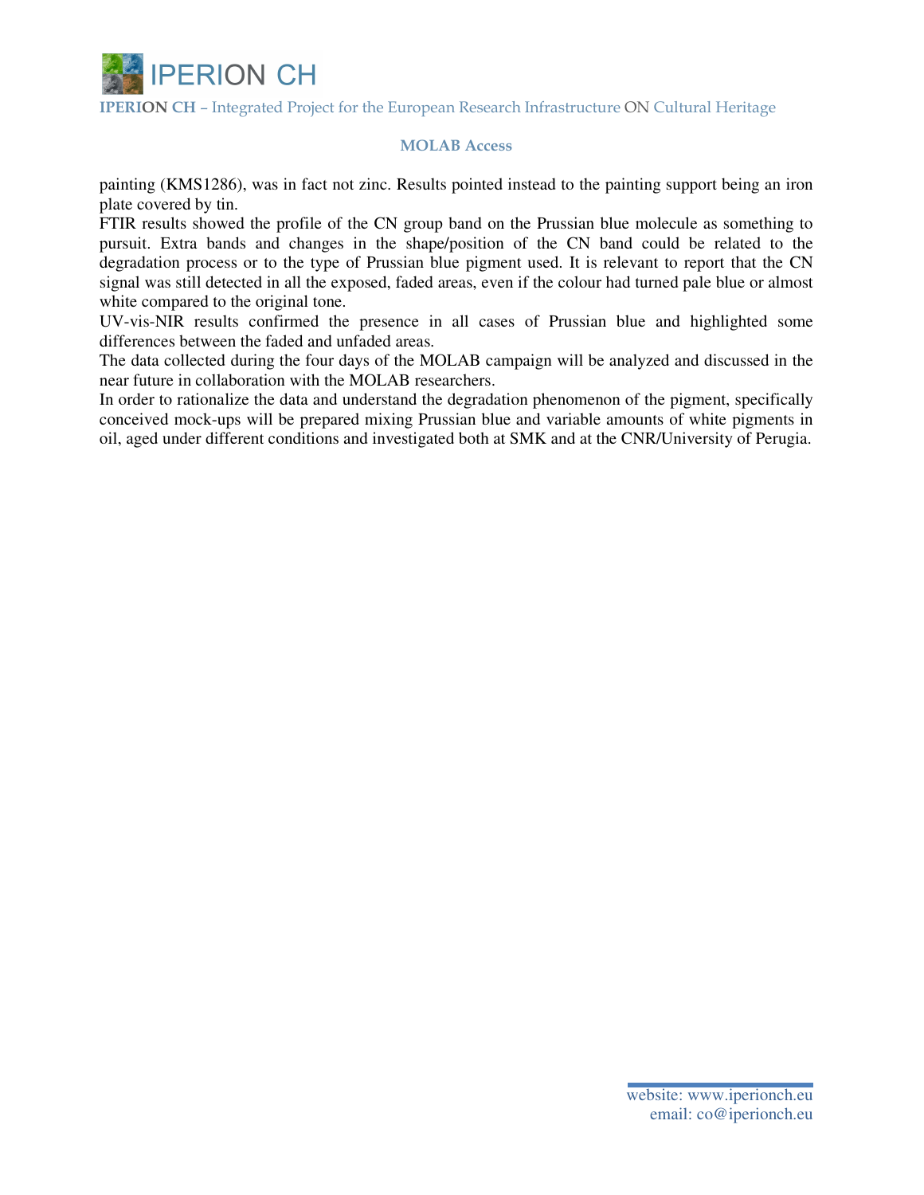painting (KMS1286), was in fact not zinc. Results pointed instead to the painting support being an iron plate covered by tin.

FTIR results showed the profile of the CN group band on the Prussian blue molecule as something to pursuit. Extra bands and changes in the shape/position of the CN band could be related to the degradation process or to the type of Prussian blue pigment used. It is relevant to report that the CN signal was still detected in all the exposed, faded areas, even if the colour had turned pale blue or almost white compared to the original tone.

UV-vis-NIR results confirmed the presence in all cases of Prussian blue and highlighted some differences between the faded and unfaded areas.

The data collected during the four days of the MOLAB campaign will be analyzed and discussed in the near future in collaboration with the MOLAB researchers.

In order to rationalize the data and understand the degradation phenomenon of the pigment, specifically conceived mock-ups will be prepared mixing Prussian blue and variable amounts of white pigments in oil, aged under different conditions and investigated both at SMK and at the CNR/University of Perugia.